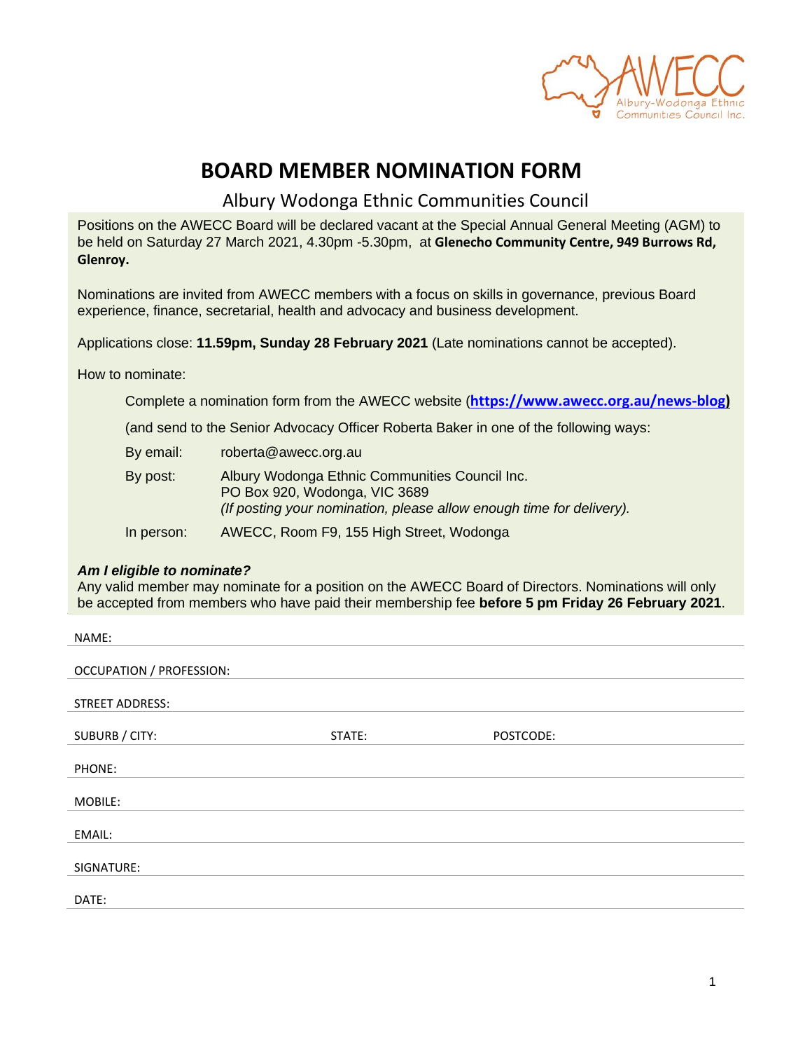# BOARD MEMBER NOMINATION FORM

## Albury Wodonga Ethnic Communities Council

Positions on the AWECC Board will be declared vacant at the Special Annual General Meeting (AGM) to be held on Saturday 27 March 2021, 4.30pm -5.30pm, at **Glenecho Community Centre, 949 Burrows Rd, Glenroy.**

Nominations are invited from AWECC members with a focus on skills in governance, previous Board experience, finance, secretarial, health and advocacy and business development.

Applications close: **11.59pm, Sunday 28 February 2021** (Late nominations cannot be accepted).

How to nominate:

Complete a nomination form from the AWECC website (**https://www.awecc.org.au/news-blog)**

(and send to the Senior Advocacy Officer Roberta Baker in one of the following ways:

By email: roberta@awecc.org.au

By post: Albury Wodonga Ethnic Communities Council Inc.
PO Box 920, Wodonga, VIC 3689
*(If posting your nomination, please allow enough time for delivery).*

In person: AWECC, Room F9, 155 High Street, Wodonga

***Am I eligible to nominate?***

Any valid member may nominate for a position on the AWECC Board of Directors. Nominations will only be accepted from members who have paid their membership fee **before 5 pm Friday 26 February 2021**.

NAME:

OCCUPATION / PROFESSION:

STREET ADDRESS:

SUBURB / CITY: STATE: POSTCODE:

PHONE:

MOBILE:

EMAIL:

SIGNATURE:

DATE: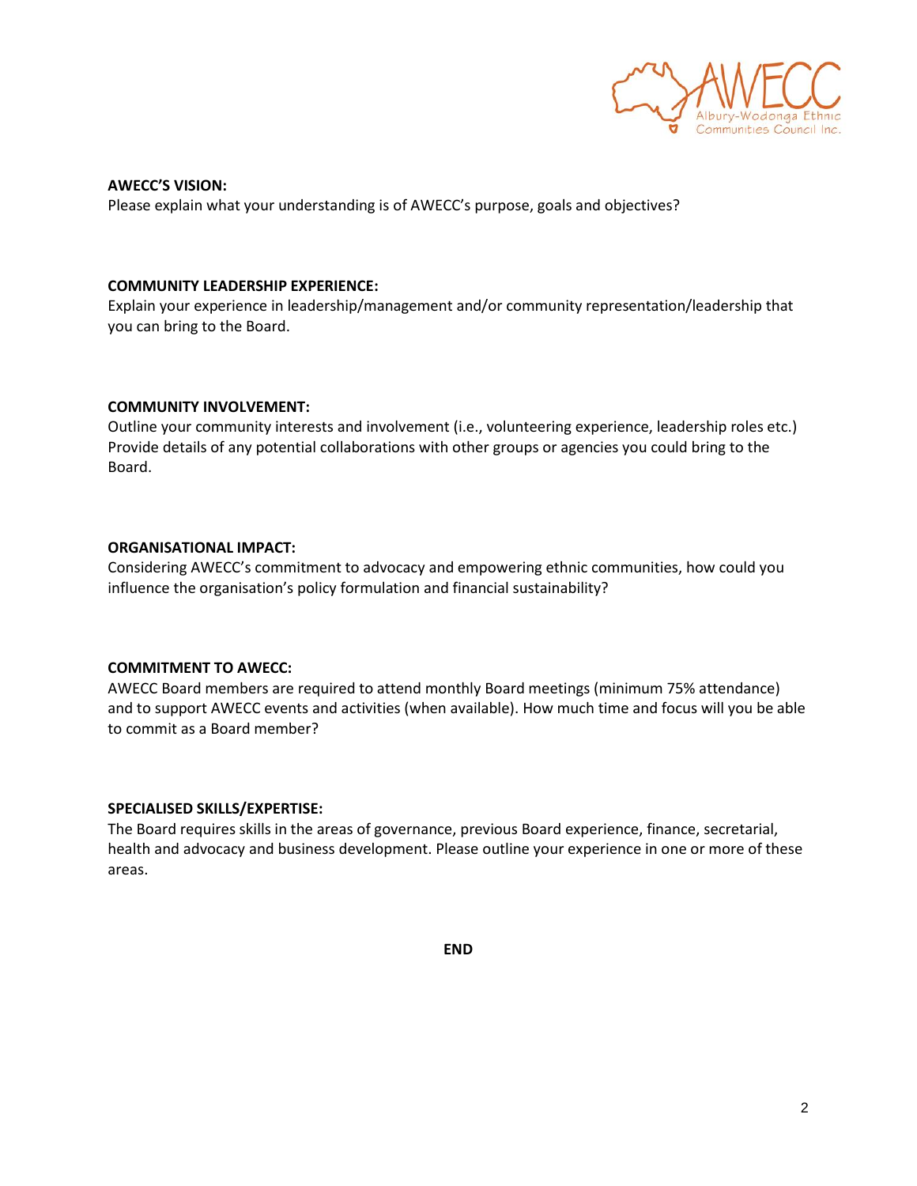**AWECC'S VISION:**
Please explain what your understanding is of AWECC's purpose, goals and objectives?

**COMMUNITY LEADERSHIP EXPERIENCE:**
Explain your experience in leadership/management and/or community representation/leadership that you can bring to the Board.

**COMMUNITY INVOLVEMENT:**
Outline your community interests and involvement (i.e., volunteering experience, leadership roles etc.) Provide details of any potential collaborations with other groups or agencies you could bring to the Board.

**ORGANISATIONAL IMPACT:**
Considering AWECC's commitment to advocacy and empowering ethnic communities, how could you influence the organisation's policy formulation and financial sustainability?

**COMMITMENT TO AWECC:**
AWECC Board members are required to attend monthly Board meetings (minimum 75% attendance) and to support AWECC events and activities (when available). How much time and focus will you be able to commit as a Board member?

**SPECIALISED SKILLS/EXPERTISE:**
The Board requires skills in the areas of governance, previous Board experience, finance, secretarial, health and advocacy and business development. Please outline your experience in one or more of these areas.

**END**